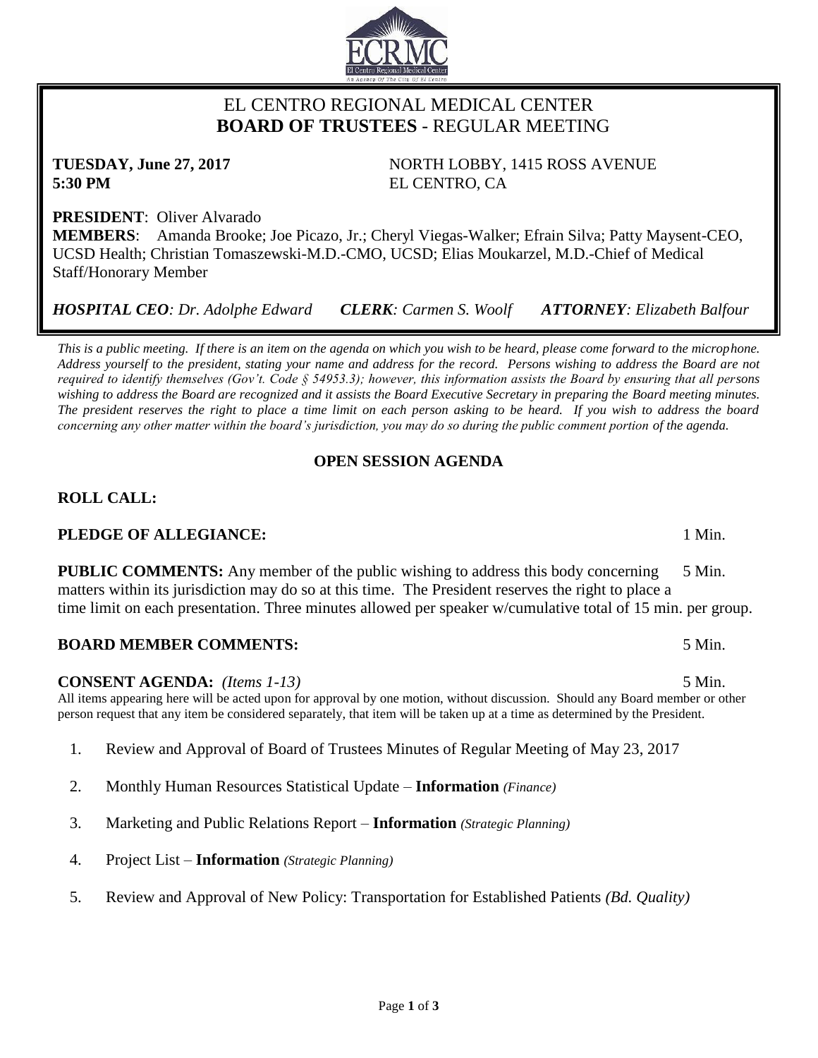# EL CENTRO REGIONAL MEDICAL CENTER
## BOARD OF TRUSTEES - REGULAR MEETING

**TUESDAY, June 27, 2017**
**5:30 PM**

NORTH LOBBY, 1415 ROSS AVENUE
EL CENTRO, CA

**PRESIDENT**: Oliver Alvarado
**MEMBERS**: Amanda Brooke; Joe Picazo, Jr.; Cheryl Viegas-Walker; Efrain Silva; Patty Maysent-CEO, UCSD Health; Christian Tomaszewski-M.D.-CMO, UCSD; Elias Moukarzel, M.D.-Chief of Medical Staff/Honorary Member

***HOSPITAL CEO**: Dr. Adolphe Edward* ***CLERK**: Carmen S. Woolf* ***ATTORNEY**: Elizabeth Balfour*

*This is a public meeting. If there is an item on the agenda on which you wish to be heard, please come forward to the microphone. Address yourself to the president, stating your name and address for the record. Persons wishing to address the Board are not required to identify themselves (Gov't. Code § 54953.3); however, this information assists the Board by ensuring that all persons wishing to address the Board are recognized and it assists the Board Executive Secretary in preparing the Board meeting minutes. The president reserves the right to place a time limit on each person asking to be heard. If you wish to address the board concerning any other matter within the board's jurisdiction, you may do so during the public comment portion of the agenda.*

### OPEN SESSION AGENDA

**ROLL CALL:**

**PLEDGE OF ALLEGIANCE:** 1 Min.

**PUBLIC COMMENTS:** Any member of the public wishing to address this body concerning matters within its jurisdiction may do so at this time. The President reserves the right to place a time limit on each presentation. Three minutes allowed per speaker w/cumulative total of 15 min. per group. 5 Min.

**BOARD MEMBER COMMENTS:** 5 Min.

**CONSENT AGENDA:** *(Items 1-13)* 5 Min.

All items appearing here will be acted upon for approval by one motion, without discussion. Should any Board member or other person request that any item be considered separately, that item will be taken up at a time as determined by the President.

1. Review and Approval of Board of Trustees Minutes of Regular Meeting of May 23, 2017
2. Monthly Human Resources Statistical Update – **Information** *(Finance)*
3. Marketing and Public Relations Report – **Information** *(Strategic Planning)*
4. Project List – **Information** *(Strategic Planning)*
5. Review and Approval of New Policy: Transportation for Established Patients *(Bd. Quality)*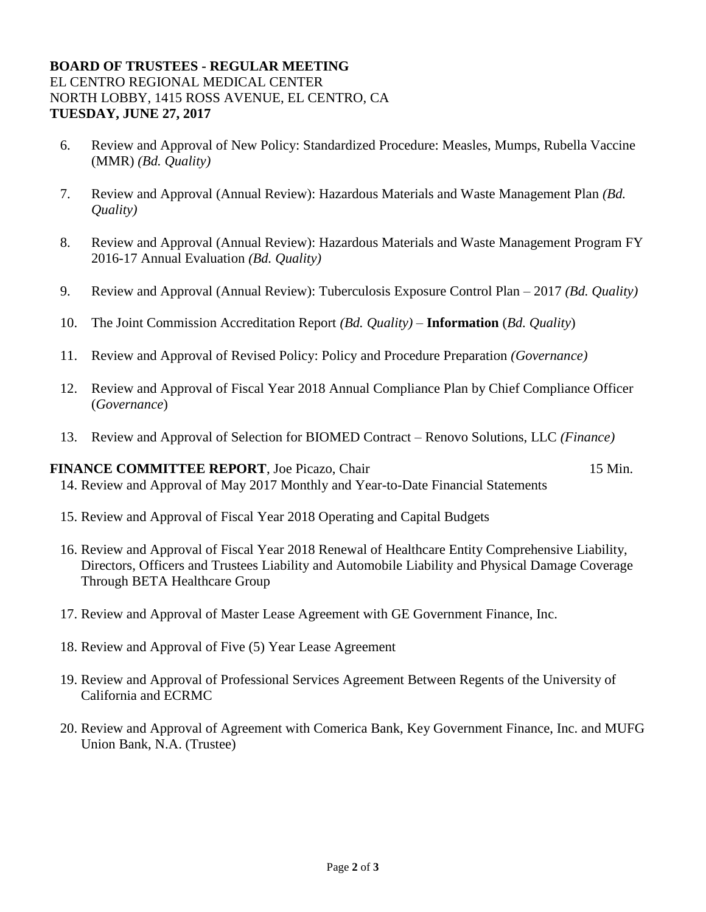**BOARD OF TRUSTEES - REGULAR MEETING**
EL CENTRO REGIONAL MEDICAL CENTER
NORTH LOBBY, 1415 ROSS AVENUE, EL CENTRO, CA
**TUESDAY, JUNE 27, 2017**

6. Review and Approval of New Policy: Standardized Procedure: Measles, Mumps, Rubella Vaccine (MMR) *(Bd. Quality)*

7. Review and Approval (Annual Review): Hazardous Materials and Waste Management Plan *(Bd. Quality)*

8. Review and Approval (Annual Review): Hazardous Materials and Waste Management Program FY 2016-17 Annual Evaluation *(Bd. Quality)*

9. Review and Approval (Annual Review): Tuberculosis Exposure Control Plan – 2017 *(Bd. Quality)*

10. The Joint Commission Accreditation Report *(Bd. Quality)* – **Information** (*Bd. Quality*)

11. Review and Approval of Revised Policy: Policy and Procedure Preparation *(Governance)*

12. Review and Approval of Fiscal Year 2018 Annual Compliance Plan by Chief Compliance Officer (*Governance*)

13. Review and Approval of Selection for BIOMED Contract – Renovo Solutions, LLC *(Finance)*

**FINANCE COMMITTEE REPORT**, Joe Picazo, Chair 15 Min.

14. Review and Approval of May 2017 Monthly and Year-to-Date Financial Statements

15. Review and Approval of Fiscal Year 2018 Operating and Capital Budgets

16. Review and Approval of Fiscal Year 2018 Renewal of Healthcare Entity Comprehensive Liability, Directors, Officers and Trustees Liability and Automobile Liability and Physical Damage Coverage Through BETA Healthcare Group

17. Review and Approval of Master Lease Agreement with GE Government Finance, Inc.

18. Review and Approval of Five (5) Year Lease Agreement

19. Review and Approval of Professional Services Agreement Between Regents of the University of California and ECRMC

20. Review and Approval of Agreement with Comerica Bank, Key Government Finance, Inc. and MUFG Union Bank, N.A. (Trustee)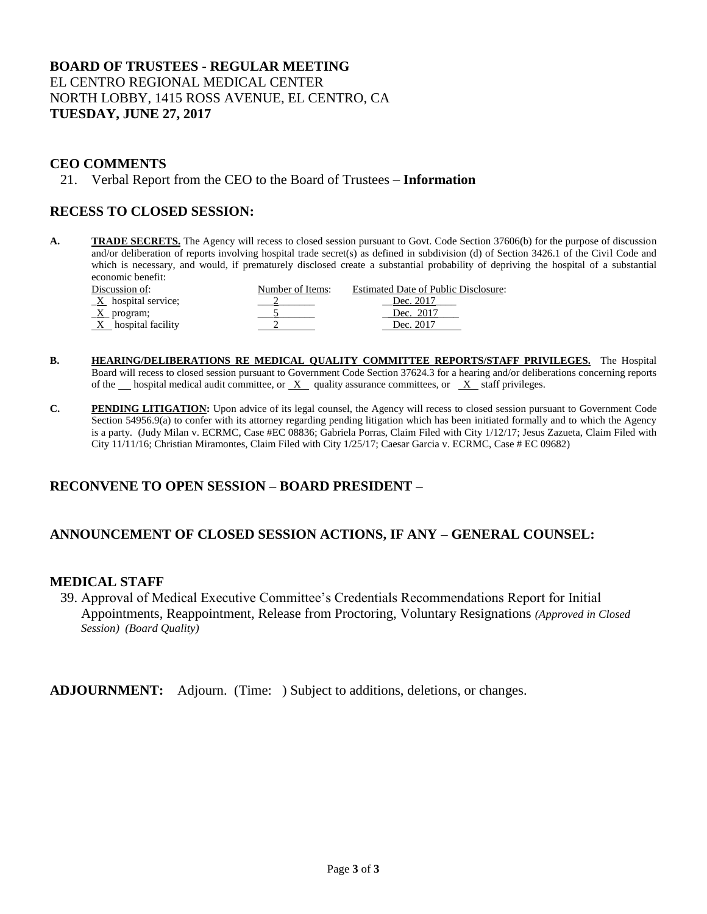**BOARD OF TRUSTEES - REGULAR MEETING**
EL CENTRO REGIONAL MEDICAL CENTER
NORTH LOBBY, 1415 ROSS AVENUE, EL CENTRO, CA
**TUESDAY, JUNE 27, 2017**

## CEO COMMENTS

21. Verbal Report from the CEO to the Board of Trustees – **Information**

## RECESS TO CLOSED SESSION:

**A. TRADE SECRETS.** The Agency will recess to closed session pursuant to Govt. Code Section 37606(b) for the purpose of discussion and/or deliberation of reports involving hospital trade secret(s) as defined in subdivision (d) of Section 3426.1 of the Civil Code and which is necessary, and would, if prematurely disclosed create a substantial probability of depriving the hospital of a substantial economic benefit:

| Discussion of: | Number of Items: | Estimated Date of Public Disclosure: |
|---|---|---|
| X hospital service; | 2 | Dec. 2017 |
| X program; | 5 | Dec. 2017 |
| X hospital facility | 2 | Dec. 2017 |

**B. HEARING/DELIBERATIONS RE MEDICAL QUALITY COMMITTEE REPORTS/STAFF PRIVILEGES.** The Hospital Board will recess to closed session pursuant to Government Code Section 37624.3 for a hearing and/or deliberations concerning reports of the \_\_ hospital medical audit committee, or X quality assurance committees, or X staff privileges.

**C. PENDING LITIGATION:** Upon advice of its legal counsel, the Agency will recess to closed session pursuant to Government Code Section 54956.9(a) to confer with its attorney regarding pending litigation which has been initiated formally and to which the Agency is a party. (Judy Milan v. ECRMC, Case #EC 08836; Gabriela Porras, Claim Filed with City 1/12/17; Jesus Zazueta, Claim Filed with City 11/11/16; Christian Miramontes, Claim Filed with City 1/25/17; Caesar Garcia v. ECRMC, Case # EC 09682)

## RECONVENE TO OPEN SESSION – BOARD PRESIDENT –

## ANNOUNCEMENT OF CLOSED SESSION ACTIONS, IF ANY – GENERAL COUNSEL:

## MEDICAL STAFF

39. Approval of Medical Executive Committee's Credentials Recommendations Report for Initial Appointments, Reappointment, Release from Proctoring, Voluntary Resignations *(Approved in Closed Session) (Board Quality)*

**ADJOURNMENT:** Adjourn. (Time: ) Subject to additions, deletions, or changes.